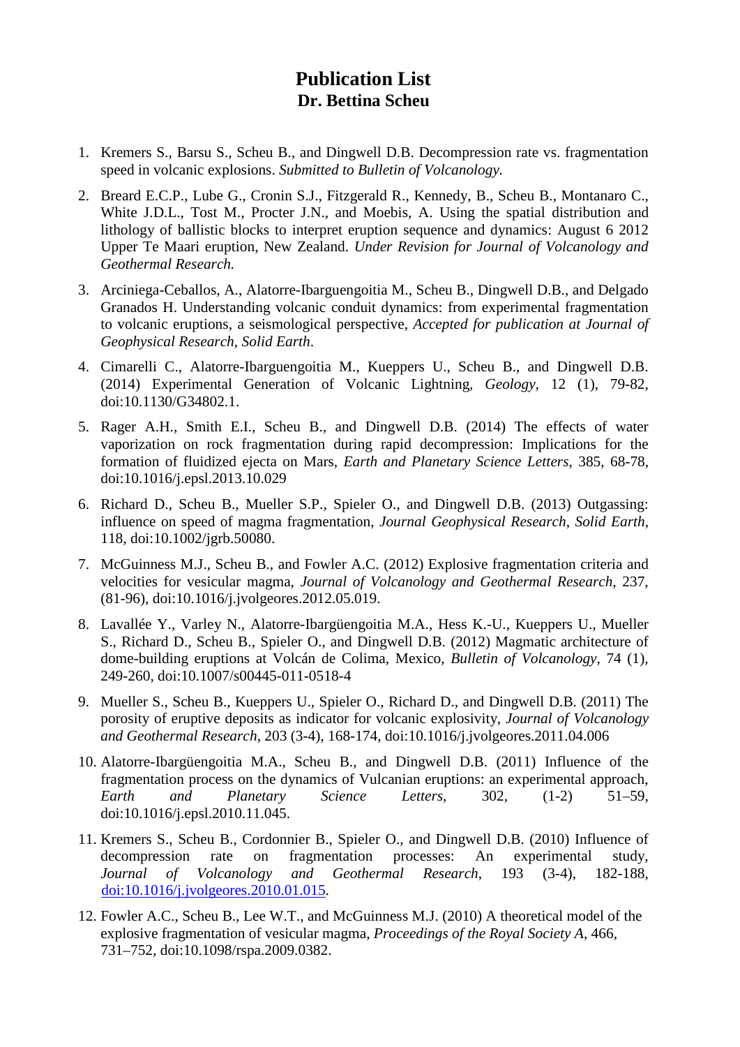# Publication List
## Dr. Bettina Scheu

1. Kremers S., Barsu S., Scheu B., and Dingwell D.B. Decompression rate vs. fragmentation speed in volcanic explosions. *Submitted to Bulletin of Volcanology.*

2. Breard E.C.P., Lube G., Cronin S.J., Fitzgerald R., Kennedy, B., Scheu B., Montanaro C., White J.D.L., Tost M., Procter J.N., and Moebis, A. Using the spatial distribution and lithology of ballistic blocks to interpret eruption sequence and dynamics: August 6 2012 Upper Te Maari eruption, New Zealand. *Under Revision for Journal of Volcanology and Geothermal Research.*

3. Arciniega-Ceballos, A., Alatorre-Ibarguengoitia M., Scheu B., Dingwell D.B., and Delgado Granados H. Understanding volcanic conduit dynamics: from experimental fragmentation to volcanic eruptions, a seismological perspective, *Accepted for publication at Journal of Geophysical Research, Solid Earth*.

4. Cimarelli C., Alatorre-Ibarguengoitia M., Kueppers U., Scheu B., and Dingwell D.B. (2014) Experimental Generation of Volcanic Lightning, *Geology*, 12 (1), 79-82, doi:10.1130/G34802.1.

5. Rager A.H., Smith E.I., Scheu B., and Dingwell D.B. (2014) The effects of water vaporization on rock fragmentation during rapid decompression: Implications for the formation of fluidized ejecta on Mars, *Earth and Planetary Science Letters*, 385, 68-78, doi:10.1016/j.epsl.2013.10.029

6. Richard D., Scheu B., Mueller S.P., Spieler O., and Dingwell D.B. (2013) Outgassing: influence on speed of magma fragmentation, *Journal Geophysical Research, Solid Earth*, 118, doi:10.1002/jgrb.50080.

7. McGuinness M.J., Scheu B., and Fowler A.C. (2012) Explosive fragmentation criteria and velocities for vesicular magma, *Journal of Volcanology and Geothermal Research*, 237, (81-96), doi:10.1016/j.jvolgeores.2012.05.019.

8. Lavallée Y., Varley N., Alatorre-Ibargüengoitia M.A., Hess K.-U., Kueppers U., Mueller S., Richard D., Scheu B., Spieler O., and Dingwell D.B. (2012) Magmatic architecture of dome-building eruptions at Volcán de Colima, Mexico, *Bulletin of Volcanology*, 74 (1), 249-260, doi:10.1007/s00445-011-0518-4

9. Mueller S., Scheu B., Kueppers U., Spieler O., Richard D., and Dingwell D.B. (2011) The porosity of eruptive deposits as indicator for volcanic explosivity, *Journal of Volcanology and Geothermal Research*, 203 (3-4), 168-174, doi:10.1016/j.jvolgeores.2011.04.006

10. Alatorre-Ibargüengoitia M.A., Scheu B., and Dingwell D.B. (2011) Influence of the fragmentation process on the dynamics of Vulcanian eruptions: an experimental approach, *Earth and Planetary Science Letters*, 302, (1-2) 51–59, doi:10.1016/j.epsl.2010.11.045.

11. Kremers S., Scheu B., Cordonnier B., Spieler O., and Dingwell D.B. (2010) Influence of decompression rate on fragmentation processes: An experimental study, *Journal of Volcanology and Geothermal Research*, 193 (3-4), 182-188, doi:10.1016/j.jvolgeores.2010.01.015.

12. Fowler A.C., Scheu B., Lee W.T., and McGuinness M.J. (2010) A theoretical model of the explosive fragmentation of vesicular magma, *Proceedings of the Royal Society A*, 466, 731–752, doi:10.1098/rspa.2009.0382.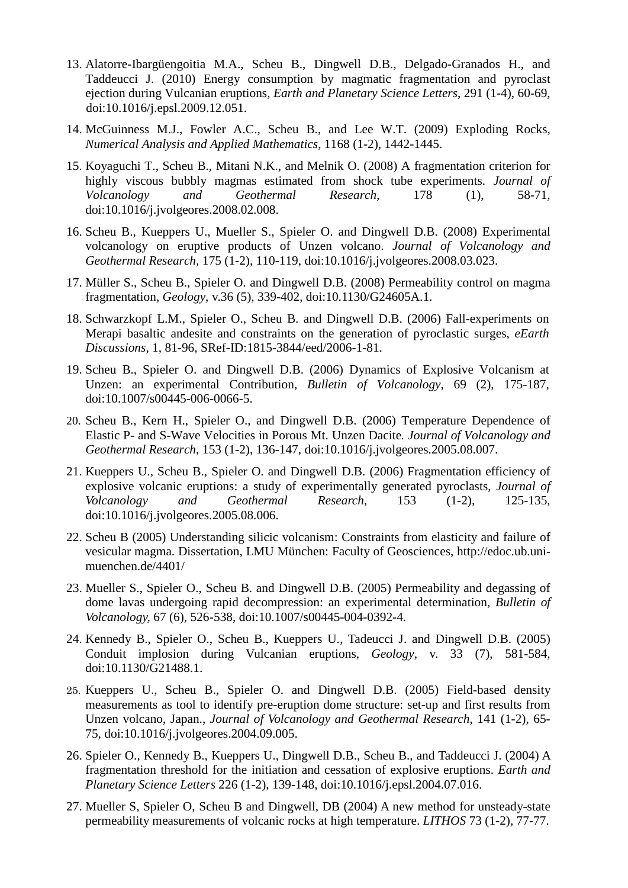13. Alatorre-Ibargüengoitia M.A., Scheu B., Dingwell D.B., Delgado-Granados H., and Taddeucci J. (2010) Energy consumption by magmatic fragmentation and pyroclast ejection during Vulcanian eruptions, *Earth and Planetary Science Letters*, 291 (1-4), 60-69, doi:10.1016/j.epsl.2009.12.051.
14. McGuinness M.J., Fowler A.C., Scheu B., and Lee W.T. (2009) Exploding Rocks, *Numerical Analysis and Applied Mathematics*, 1168 (1-2), 1442-1445.
15. Koyaguchi T., Scheu B., Mitani N.K., and Melnik O. (2008) A fragmentation criterion for highly viscous bubbly magmas estimated from shock tube experiments. *Journal of Volcanology and Geothermal Research*, 178 (1), 58-71, doi:10.1016/j.jvolgeores.2008.02.008.
16. Scheu B., Kueppers U., Mueller S., Spieler O. and Dingwell D.B. (2008) Experimental volcanology on eruptive products of Unzen volcano. *Journal of Volcanology and Geothermal Research*, 175 (1-2), 110-119, doi:10.1016/j.jvolgeores.2008.03.023.
17. Müller S., Scheu B., Spieler O. and Dingwell D.B. (2008) Permeability control on magma fragmentation, *Geology*, v.36 (5), 339-402, doi:10.1130/G24605A.1.
18. Schwarzkopf L.M., Spieler O., Scheu B. and Dingwell D.B. (2006) Fall-experiments on Merapi basaltic andesite and constraints on the generation of pyroclastic surges, *eEarth Discussions*, 1, 81-96, SRef-ID:1815-3844/eed/2006-1-81.
19. Scheu B., Spieler O. and Dingwell D.B. (2006) Dynamics of Explosive Volcanism at Unzen: an experimental Contribution, *Bulletin of Volcanology*, 69 (2), 175-187, doi:10.1007/s00445-006-0066-5.
20. Scheu B., Kern H., Spieler O., and Dingwell D.B. (2006) Temperature Dependence of Elastic P- and S-Wave Velocities in Porous Mt. Unzen Dacite. *Journal of Volcanology and Geothermal Research*, 153 (1-2), 136-147, doi:10.1016/j.jvolgeores.2005.08.007.
21. Kueppers U., Scheu B., Spieler O. and Dingwell D.B. (2006) Fragmentation efficiency of explosive volcanic eruptions: a study of experimentally generated pyroclasts, *Journal of Volcanology and Geothermal Research*, 153 (1-2), 125-135, doi:10.1016/j.jvolgeores.2005.08.006.
22. Scheu B (2005) Understanding silicic volcanism: Constraints from elasticity and failure of vesicular magma. Dissertation, LMU München: Faculty of Geosciences, http://edoc.ub.uni-muenchen.de/4401/
23. Mueller S., Spieler O., Scheu B. and Dingwell D.B. (2005) Permeability and degassing of dome lavas undergoing rapid decompression: an experimental determination, *Bulletin of Volcanology*, 67 (6), 526-538, doi:10.1007/s00445-004-0392-4.
24. Kennedy B., Spieler O., Scheu B., Kueppers U., Tadeucci J. and Dingwell D.B. (2005) Conduit implosion during Vulcanian eruptions, *Geology*, v. 33 (7), 581-584, doi:10.1130/G21488.1.
25. Kueppers U., Scheu B., Spieler O. and Dingwell D.B. (2005) Field-based density measurements as tool to identify pre-eruption dome structure: set-up and first results from Unzen volcano, Japan., *Journal of Volcanology and Geothermal Research*, 141 (1-2), 65-75, doi:10.1016/j.jvolgeores.2004.09.005.
26. Spieler O., Kennedy B., Kueppers U., Dingwell D.B., Scheu B., and Taddeucci J. (2004) A fragmentation threshold for the initiation and cessation of explosive eruptions. *Earth and Planetary Science Letters* 226 (1-2), 139-148, doi:10.1016/j.epsl.2004.07.016.
27. Mueller S, Spieler O, Scheu B and Dingwell, DB (2004) A new method for unsteady-state permeability measurements of volcanic rocks at high temperature. *LITHOS* 73 (1-2), 77-77.